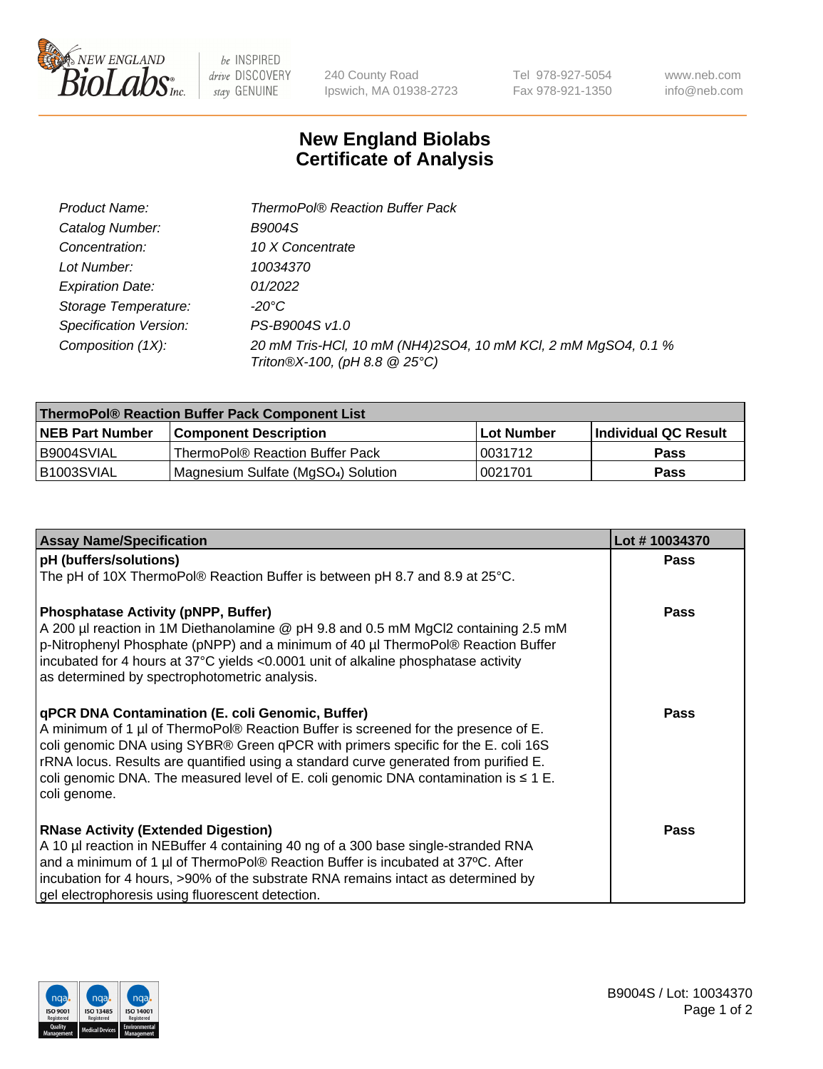New England BioLabs Inc. — be INSPIRED drive DISCOVERY stay GENUINE

240 County Road
Ipswich, MA 01938-2723

Tel 978-927-5054
Fax 978-921-1350

www.neb.com
info@neb.com

# New England Biolabs Certificate of Analysis

| | |
|---|---|
| *Product Name:* | *ThermoPol® Reaction Buffer Pack* |
| *Catalog Number:* | *B9004S* |
| *Concentration:* | *10 X Concentrate* |
| *Lot Number:* | *10034370* |
| *Expiration Date:* | *01/2022* |
| *Storage Temperature:* | *-20°C* |
| *Specification Version:* | *PS-B9004S v1.0* |
| *Composition (1X):* | *20 mM Tris-HCl, 10 mM $(NH_4)_2SO_4$, 10 mM KCl, 2 mM $MgSO_4$, 0.1 % Triton®X-100, (pH 8.8 @ 25°C)* |

| ThermoPol® Reaction Buffer Pack Component List | | | |
|---|---|---|---|
| **NEB Part Number** | **Component Description** | **Lot Number** | **Individual QC Result** |
| B9004SVIAL | ThermoPol® Reaction Buffer Pack | 0031712 | **Pass** |
| B1003SVIAL | Magnesium Sulfate ($MgSO_4$) Solution | 0021701 | **Pass** |

| Assay Name/Specification | Lot # 10034370 |
|---|---|
| **pH (buffers/solutions)**<br>The pH of 10X ThermoPol® Reaction Buffer is between pH 8.7 and 8.9 at 25°C. | **Pass** |
| **Phosphatase Activity (pNPP, Buffer)**<br>A 200 µl reaction in 1M Diethanolamine @ pH 9.8 and 0.5 mM $MgCl_2$ containing 2.5 mM p-Nitrophenyl Phosphate (pNPP) and a minimum of 40 µl ThermoPol® Reaction Buffer incubated for 4 hours at 37°C yields <0.0001 unit of alkaline phosphatase activity as determined by spectrophotometric analysis. | **Pass** |
| **qPCR DNA Contamination (E. coli Genomic, Buffer)**<br>A minimum of 1 µl of ThermoPol® Reaction Buffer is screened for the presence of E. coli genomic DNA using SYBR® Green qPCR with primers specific for the E. coli 16S rRNA locus. Results are quantified using a standard curve generated from purified E. coli genomic DNA. The measured level of E. coli genomic DNA contamination is ≤ 1 E. coli genome. | **Pass** |
| **RNase Activity (Extended Digestion)**<br>A 10 µl reaction in NEBuffer 4 containing 40 ng of a 300 base single-stranded RNA and a minimum of 1 µl of ThermoPol® Reaction Buffer is incubated at 37ºC. After incubation for 4 hours, >90% of the substrate RNA remains intact as determined by gel electrophoresis using fluorescent detection. | **Pass** |

B9004S / Lot: 10034370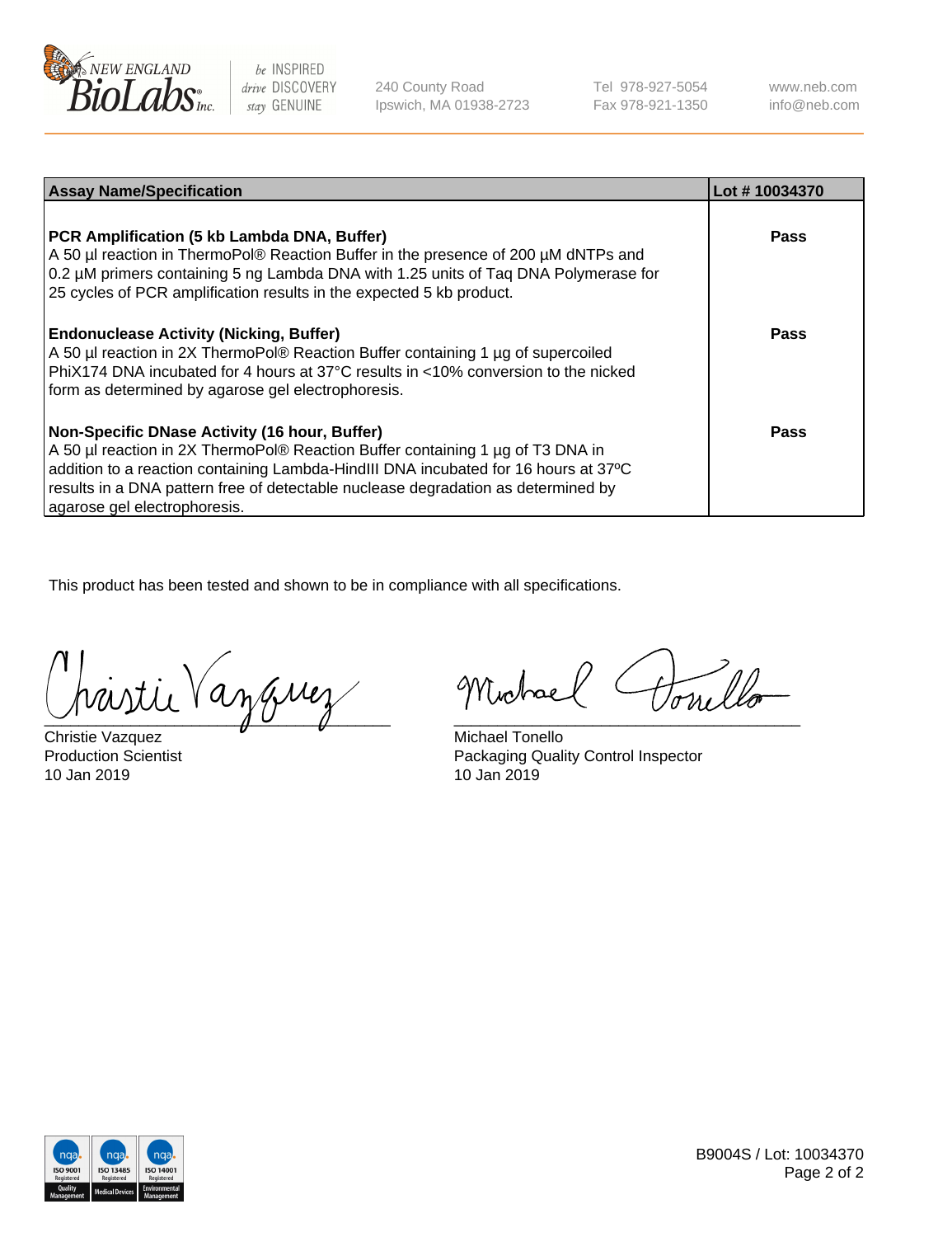| Assay Name/Specification | Lot # 10034370 |
|---|---|
| **PCR Amplification (5 kb Lambda DNA, Buffer)** A 50 µl reaction in ThermoPol® Reaction Buffer in the presence of 200 µM dNTPs and 0.2 µM primers containing 5 ng Lambda DNA with 1.25 units of Taq DNA Polymerase for 25 cycles of PCR amplification results in the expected 5 kb product. | **Pass** |
| **Endonuclease Activity (Nicking, Buffer)** A 50 µl reaction in 2X ThermoPol® Reaction Buffer containing 1 µg of supercoiled PhiX174 DNA incubated for 4 hours at 37°C results in <10% conversion to the nicked form as determined by agarose gel electrophoresis. | **Pass** |
| **Non-Specific DNase Activity (16 hour, Buffer)** A 50 µl reaction in 2X ThermoPol® Reaction Buffer containing 1 µg of T3 DNA in addition to a reaction containing Lambda-HindIII DNA incubated for 16 hours at 37ºC results in a DNA pattern free of detectable nuclease degradation as determined by agarose gel electrophoresis. | **Pass** |

This product has been tested and shown to be in compliance with all specifications.

Christie Vazquez
Production Scientist
10 Jan 2019

Michael Tonello
Packaging Quality Control Inspector
10 Jan 2019

B9004S / Lot: 10034370